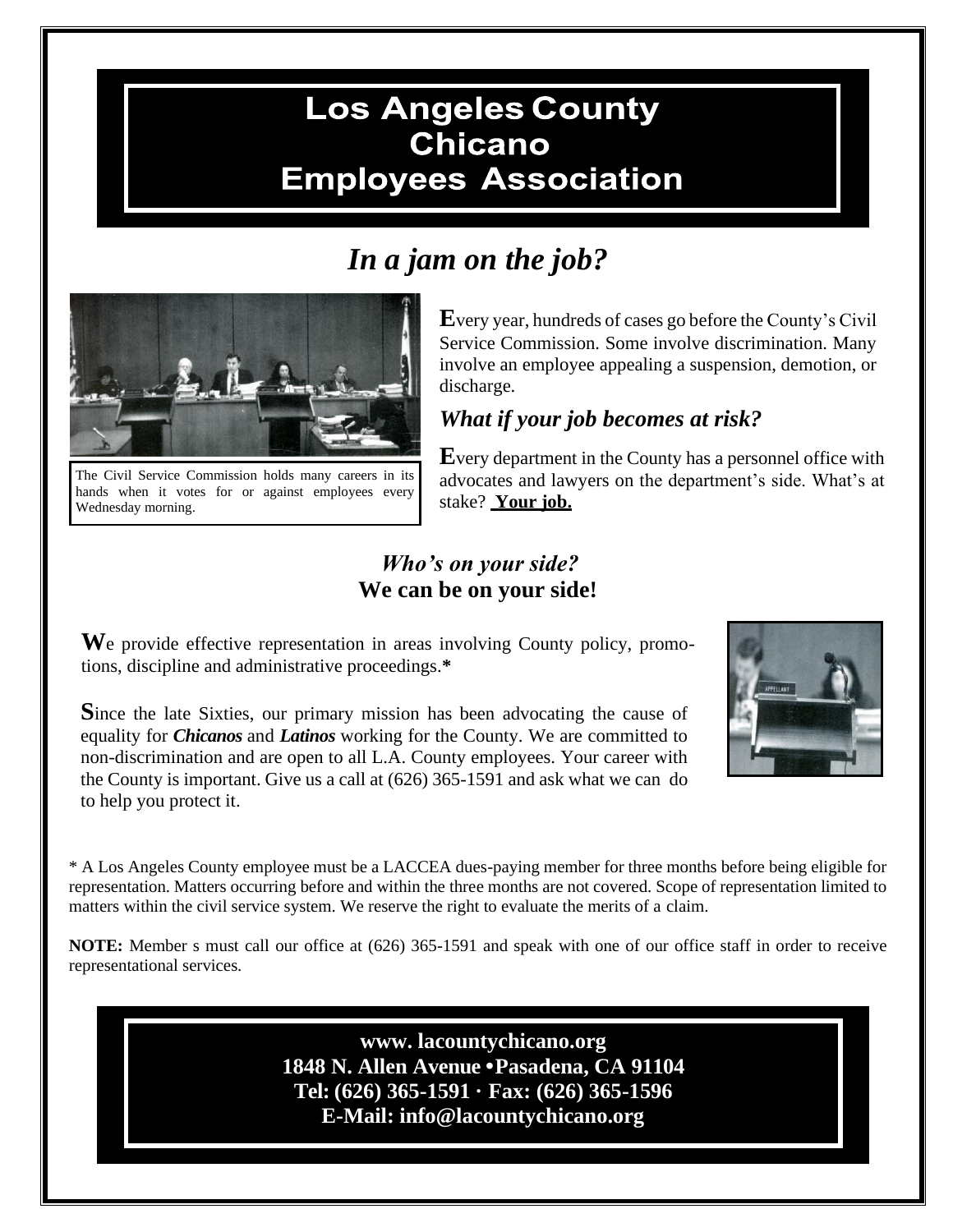# Los Angeles County Chicano Employees Association

## *In a jam on the job?*

The Civil Service Commission holds many careers in its hands when it votes for or against employees every Wednesday morning.

**E**very year, hundreds of cases go before the County's Civil Service Commission. Some involve discrimination. Many involve an employee appealing a suspension, demotion, or discharge.

### *What if your job becomes at risk?*

**E**very department in the County has a personnel office with advocates and lawyers on the department's side. What's at stake? **Your job.**

### *Who's on your side?*
**We can be on your side!**

**W**e provide effective representation in areas involving County policy, promotions, discipline and administrative proceedings.*

**S**ince the late Sixties, our primary mission has been advocating the cause of equality for ***Chicanos*** and ***Latinos*** working for the County. We are committed to non-discrimination and are open to all L.A. County employees. Your career with the County is important. Give us a call at (626) 365-1591 and ask what we can do to help you protect it.

\* A Los Angeles County employee must be a LACCEA dues-paying member for three months before being eligible for representation. Matters occurring before and within the three months are not covered. Scope of representation limited to matters within the civil service system. We reserve the right to evaluate the merits of a claim.

**NOTE:** Member s must call our office at (626) 365-1591 and speak with one of our office staff in order to receive representational services.

**www. lacountychicano.org**
**1848 N. Allen Avenue • Pasadena, CA 91104**
**Tel: (626) 365-1591 · Fax: (626) 365-1596**
**E-Mail: info@lacountychicano.org**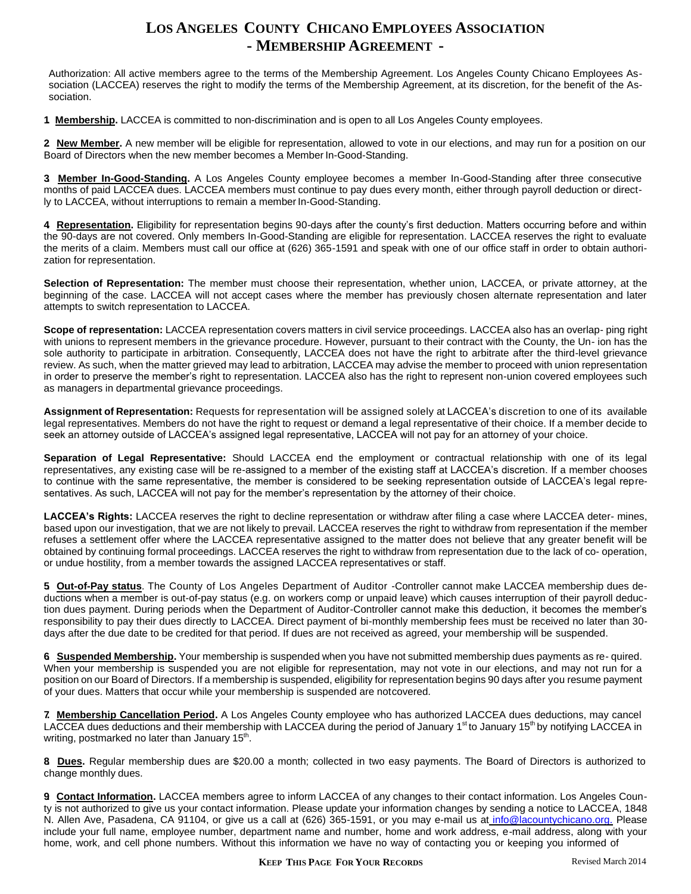# LOS ANGELES COUNTY CHICANO EMPLOYEES ASSOCIATION
## - MEMBERSHIP AGREEMENT -

Authorization: All active members agree to the terms of the Membership Agreement. Los Angeles County Chicano Employees Association (LACCEA) reserves the right to modify the terms of the Membership Agreement, at its discretion, for the benefit of the Association.

**1 Membership.** LACCEA is committed to non-discrimination and is open to all Los Angeles County employees.

**2 New Member.** A new member will be eligible for representation, allowed to vote in our elections, and may run for a position on our Board of Directors when the new member becomes a Member In-Good-Standing.

**3 Member In-Good-Standing.** A Los Angeles County employee becomes a member In-Good-Standing after three consecutive months of paid LACCEA dues. LACCEA members must continue to pay dues every month, either through payroll deduction or directly to LACCEA, without interruptions to remain a member In-Good-Standing.

**4 Representation.** Eligibility for representation begins 90-days after the county's first deduction. Matters occurring before and within the 90-days are not covered. Only members In-Good-Standing are eligible for representation. LACCEA reserves the right to evaluate the merits of a claim. Members must call our office at (626) 365-1591 and speak with one of our office staff in order to obtain authorization for representation.

**Selection of Representation:** The member must choose their representation, whether union, LACCEA, or private attorney, at the beginning of the case. LACCEA will not accept cases where the member has previously chosen alternate representation and later attempts to switch representation to LACCEA.

**Scope of representation:** LACCEA representation covers matters in civil service proceedings. LACCEA also has an overlap- ping right with unions to represent members in the grievance procedure. However, pursuant to their contract with the County, the Un- ion has the sole authority to participate in arbitration. Consequently, LACCEA does not have the right to arbitrate after the third-level grievance review. As such, when the matter grieved may lead to arbitration, LACCEA may advise the member to proceed with union representation in order to preserve the member's right to representation. LACCEA also has the right to represent non-union covered employees such as managers in departmental grievance proceedings.

**Assignment of Representation:** Requests for representation will be assigned solely at LACCEA's discretion to one of its available legal representatives. Members do not have the right to request or demand a legal representative of their choice. If a member decide to seek an attorney outside of LACCEA's assigned legal representative, LACCEA will not pay for an attorney of your choice.

**Separation of Legal Representative:** Should LACCEA end the employment or contractual relationship with one of its legal representatives, any existing case will be re-assigned to a member of the existing staff at LACCEA's discretion. If a member chooses to continue with the same representative, the member is considered to be seeking representation outside of LACCEA's legal representatives. As such, LACCEA will not pay for the member's representation by the attorney of their choice.

**LACCEA's Rights:** LACCEA reserves the right to decline representation or withdraw after filing a case where LACCEA deter- mines, based upon our investigation, that we are not likely to prevail. LACCEA reserves the right to withdraw from representation if the member refuses a settlement offer where the LACCEA representative assigned to the matter does not believe that any greater benefit will be obtained by continuing formal proceedings. LACCEA reserves the right to withdraw from representation due to the lack of co- operation, or undue hostility, from a member towards the assigned LACCEA representatives or staff.

**5 Out-of-Pay status**. The County of Los Angeles Department of Auditor -Controller cannot make LACCEA membership dues deductions when a member is out-of-pay status (e.g. on workers comp or unpaid leave) which causes interruption of their payroll deduction dues payment. During periods when the Department of Auditor-Controller cannot make this deduction, it becomes the member's responsibility to pay their dues directly to LACCEA. Direct payment of bi-monthly membership fees must be received no later than 30-days after the due date to be credited for that period. If dues are not received as agreed, your membership will be suspended.

**6 Suspended Membership.** Your membership is suspended when you have not submitted membership dues payments as re- quired. When your membership is suspended you are not eligible for representation, may not vote in our elections, and may not run for a position on our Board of Directors. If a membership is suspended, eligibility for representation begins 90 days after you resume payment of your dues. Matters that occur while your membership is suspended are notcovered.

**7. Membership Cancellation Period.** A Los Angeles County employee who has authorized LACCEA dues deductions, may cancel LACCEA dues deductions and their membership with LACCEA during the period of January 1st to January 15th by notifying LACCEA in writing, postmarked no later than January 15th.

**8 Dues.** Regular membership dues are $20.00 a month; collected in two easy payments. The Board of Directors is authorized to change monthly dues.

**9 Contact Information.** LACCEA members agree to inform LACCEA of any changes to their contact information. Los Angeles County is not authorized to give us your contact information. Please update your information changes by sending a notice to LACCEA, 1848 N. Allen Ave, Pasadena, CA 91104, or give us a call at (626) 365-1591, or you may e-mail us at info@lacountychicano.org. Please include your full name, employee number, department name and number, home and work address, e-mail address, along with your home, work, and cell phone numbers. Without this information we have no way of contacting you or keeping you informed of

**KEEP THIS PAGE FOR YOUR RECORDS** Revised March 2014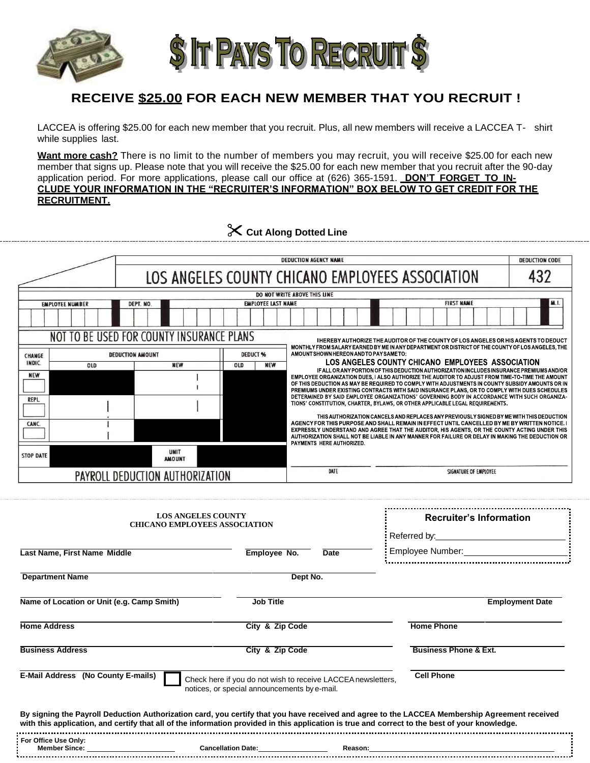# $ It Pays To Recruit $

## RECEIVE $25.00 FOR EACH NEW MEMBER THAT YOU RECRUIT !

LACCEA is offering $25.00 for each new member that you recruit. Plus, all new members will receive a LACCEA T- shirt while supplies last.

**Want more cash?** There is no limit to the number of members you may recruit, you will receive $25.00 for each new member that signs up. Please note that you will receive the $25.00 for each new member that you recruit after the 90-day application period. For more applications, please call our office at (626) 365-1591. **DON'T FORGET TO INCLUDE YOUR INFORMATION IN THE "RECRUITER'S INFORMATION" BOX BELOW TO GET CREDIT FOR THE RECRUITMENT.**

✂ **Cut Along Dotted Line**

---

| DEDUCTION AGENCY NAME | DEDUCTION CODE |
|---|---|
| LOS ANGELES COUNTY CHICANO EMPLOYEES ASSOCIATION | 432 |

DO NOT WRITE ABOVE THIS LINE

| EMPLOYEE NUMBER | DEPT. NO. | EMPLOYEE LAST NAME | FIRST NAME | M.I. |
|---|---|---|---|---|
| | | | | |

NOT TO BE USED FOR COUNTY INSURANCE PLANS

| CHANGE INDIC. | DEDUCTION AMOUNT OLD | DEDUCTION AMOUNT NEW | DEDUCT % OLD | DEDUCT % NEW |
|---|---|---|---|---|
| NEW | | | | |
| REPL. | | | | |
| CANC. | | | | |
| STOP DATE | | UNIT AMOUNT | | |

PAYROLL DEDUCTION AUTHORIZATION

I HEREBY AUTHORIZE THE AUDITOR OF THE COUNTY OF LOS ANGELES OR HIS AGENTS TO DEDUCT MONTHLY FROM SALARY EARNED BY ME IN ANY DEPARTMENT OR DISTRICT OF THE COUNTY OF LOS ANGELES, THE AMOUNT SHOWN HEREON AND TO PAY SAME TO:

**LOS ANGELES COUNTY CHICANO EMPLOYEES ASSOCIATION**

IF ALL OR ANY PORTION OF THIS DEDUCTION AUTHORIZATION INCLUDES INSURANCE PREMIUMS AND/OR EMPLOYEE ORGANIZATION DUES, I ALSO AUTHORIZE THE AUDITOR TO ADJUST FROM TIME-TO-TIME THE AMOUNT OF THIS DEDUCTION AS MAY BE REQUIRED TO COMPLY WITH ADJUSTMENTS IN COUNTY SUBSIDY AMOUNTS OR IN PREMIUMS UNDER EXISTING CONTRACTS WITH SAID INSURANCE PLANS, OR TO COMPLY WITH DUES SCHEDULES DETERMINED BY SAID EMPLOYEE ORGANIZATIONS' GOVERNING BODY IN ACCORDANCE WITH SUCH ORGANIZATIONS' CONSTITUTION, CHARTER, BYLAWS, OR OTHER APPLICABLE LEGAL REQUIREMENTS.

THIS AUTHORIZATION CANCELS AND REPLACES ANY PREVIOUSLY SIGNED BY ME WITH THIS DEDUCTION AGENCY FOR THIS PURPOSE AND SHALL REMAIN IN EFFECT UNTIL CANCELLED BY ME BY WRITTEN NOTICE. I EXPRESSLY UNDERSTAND AND AGREE THAT THE AUDITOR, HIS AGENTS, OR THE COUNTY ACTING UNDER THIS AUTHORIZATION SHALL NOT BE LIABLE IN ANY MANNER FOR FAILURE OR DELAY IN MAKING THE DEDUCTION OR PAYMENTS HERE AUTHORIZED.

DATE ________ SIGNATURE OF EMPLOYEE ________

---

**LOS ANGELES COUNTY**
**CHICANO EMPLOYEES ASSOCIATION**

**Recruiter's Information**

Referred by: ____________

Employee Number: ____________

**Last Name, First Name Middle** ____________ **Employee No.** ________ **Date** ________

**Department Name** ____________ **Dept No.** ________

**Name of Location or Unit (e.g. Camp Smith)** ____________ **Job Title** ____________ **Employment Date** ________

**Home Address** ____________ **City & Zip Code** ____________ **Home Phone** ________

**Business Address** ____________ **City & Zip Code** ____________ **Business Phone & Ext.** ________

**E-Mail Address (No County E-mails)** ____________ ☐ Check here if you do not wish to receive LACCEA newsletters, notices, or special announcements by e-mail. **Cell Phone** ________

**By signing the Payroll Deduction Authorization card, you certify that you have received and agree to the LACCEA Membership Agreement received with this application, and certify that all of the information provided in this application is true and correct to the best of your knowledge.**

**For Office Use Only:**
**Member Since:** ________ **Cancellation Date:** ________ **Reason:** ________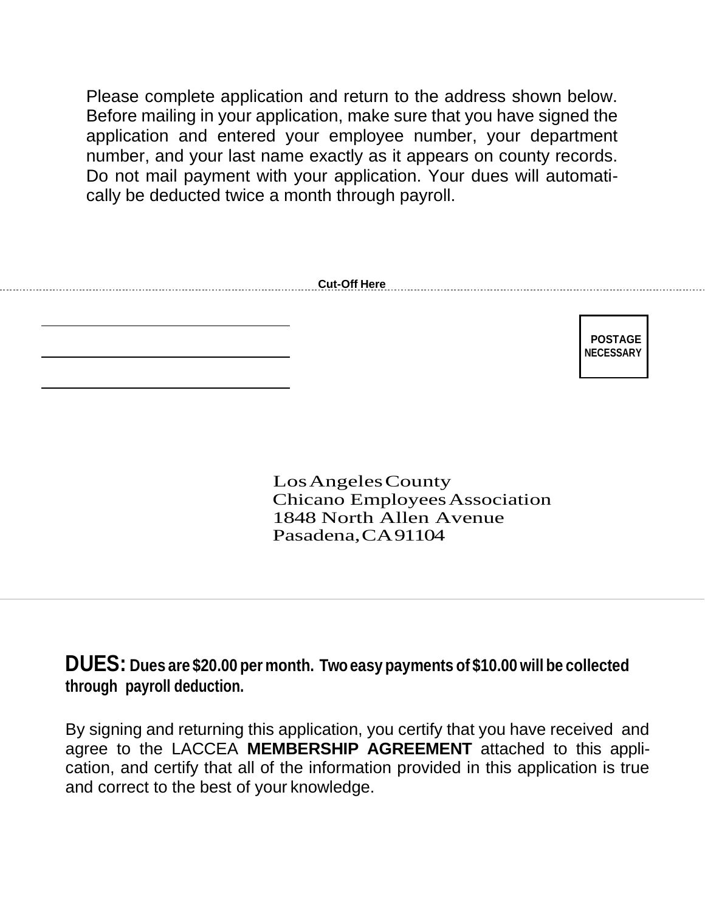Please complete application and return to the address shown below. Before mailing in your application, make sure that you have signed the application and entered your employee number, your department number, and your last name exactly as it appears on county records. Do not mail payment with your application. Your dues will automatically be deducted twice a month through payroll.

Cut-Off Here

---

______________________________

______________________________

______________________________

**POSTAGE NECESSARY**

Los Angeles County
Chicano Employees Association
1848 North Allen Avenue
Pasadena, CA 91104

---

**DUES: Dues are $20.00 per month. Two easy payments of $10.00 will be collected through payroll deduction.**

By signing and returning this application, you certify that you have received and agree to the LACCEA **MEMBERSHIP AGREEMENT** attached to this application, and certify that all of the information provided in this application is true and correct to the best of your knowledge.